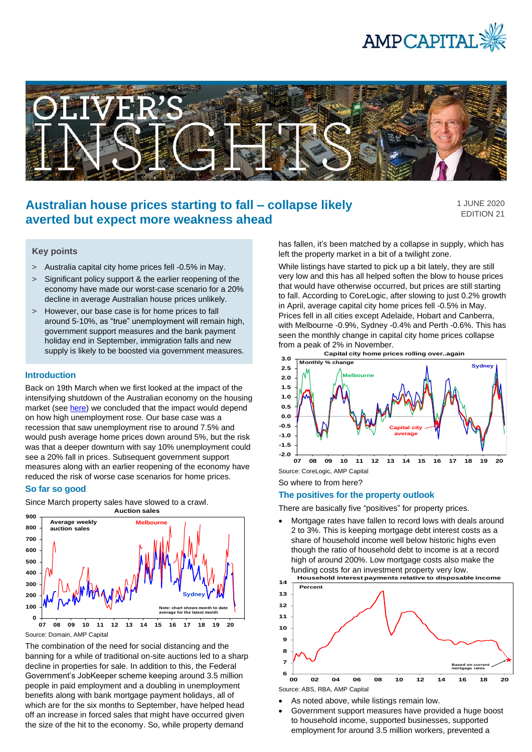# Australian house prices starting to fall – collapse likely averted but expect more weakness ahead

1 JUNE 2020
EDITION 21

### Key points

- Australia capital city home prices fell -0.5% in May.
- Significant policy support & the earlier reopening of the economy have made our worst-case scenario for a 20% decline in average Australian house prices unlikely.
- However, our base case is for home prices to fall around 5-10%, as "true" unemployment will remain high, government support measures and the bank payment holiday end in September, immigration falls and new supply is likely to be boosted via government measures.

## Introduction

Back on 19th March when we first looked at the impact of the intensifying shutdown of the Australian economy on the housing market (see here) we concluded that the impact would depend on how high unemployment rose. Our base case was a recession that saw unemployment rise to around 7.5% and would push average home prices down around 5%, but the risk was that a deeper downturn with say 10% unemployment could see a 20% fall in prices. Subsequent government support measures along with an earlier reopening of the economy have reduced the risk of worse case scenarios for home prices.

## So far so good

Since March property sales have slowed to a crawl.

**Auction sales**

Source: Domain, AMP Capital

The combination of the need for social distancing and the banning for a while of traditional on-site auctions led to a sharp decline in properties for sale. In addition to this, the Federal Government's JobKeeper scheme keeping around 3.5 million people in paid employment and a doubling in unemployment benefits along with bank mortgage payment holidays, all of which are for the six months to September, have helped head off an increase in forced sales that might have occurred given the size of the hit to the economy. So, while property demand has fallen, it's been matched by a collapse in supply, which has left the property market in a bit of a twilight zone.

While listings have started to pick up a bit lately, they are still very low and this has all helped soften the blow to house prices that would have otherwise occurred, but prices are still starting to fall. According to CoreLogic, after slowing to just 0.2% growth in April, average capital city home prices fell -0.5% in May. Prices fell in all cities except Adelaide, Hobart and Canberra, with Melbourne -0.9%, Sydney -0.4% and Perth -0.6%. This has seen the monthly change in capital city home prices collapse from a peak of 2% in November.

**Capital city home prices rolling over..again**

Source: CoreLogic, AMP Capital

So where to from here?

## The positives for the property outlook

There are basically five "positives" for property prices.

- Mortgage rates have fallen to record lows with deals around 2 to 3%. This is keeping mortgage debt interest costs as a share of household income well below historic highs even though the ratio of household debt to income is at a record high of around 200%. Low mortgage costs also make the funding costs for an investment property very low.

**Household interest payments relative to disposable income**

Source: ABS, RBA, AMP Capital

- As noted above, while listings remain low.
- Government support measures have provided a huge boost to household income, supported businesses, supported employment for around 3.5 million workers, prevented a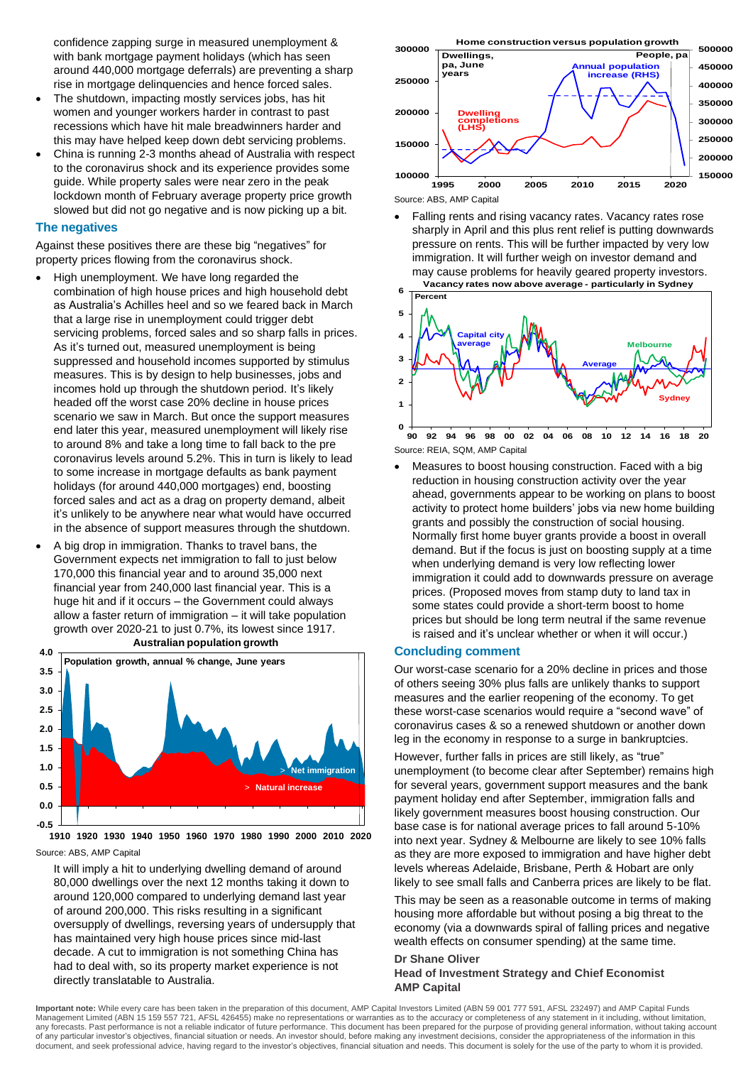confidence zapping surge in measured unemployment & with bank mortgage payment holidays (which has seen around 440,000 mortgage deferrals) are preventing a sharp rise in mortgage delinquencies and hence forced sales.

- The shutdown, impacting mostly services jobs, has hit women and younger workers harder in contrast to past recessions which have hit male breadwinners harder and this may have helped keep down debt servicing problems.
- China is running 2-3 months ahead of Australia with respect to the coronavirus shock and its experience provides some guide. While property sales were near zero in the peak lockdown month of February average property price growth slowed but did not go negative and is now picking up a bit.

## The negatives

Against these positives there are these big "negatives" for property prices flowing from the coronavirus shock.

- High unemployment. We have long regarded the combination of high house prices and high household debt as Australia's Achilles heel and so we feared back in March that a large rise in unemployment could trigger debt servicing problems, forced sales and so sharp falls in prices. As it's turned out, measured unemployment is being suppressed and household incomes supported by stimulus measures. This is by design to help businesses, jobs and incomes hold up through the shutdown period. It's likely headed off the worst case 20% decline in house prices scenario we saw in March. But once the support measures end later this year, measured unemployment will likely rise to around 8% and take a long time to fall back to the pre coronavirus levels around 5.2%. This in turn is likely to lead to some increase in mortgage defaults as bank payment holidays (for around 440,000 mortgages) end, boosting forced sales and act as a drag on property demand, albeit it's unlikely to be anywhere near what would have occurred in the absence of support measures through the shutdown.
- A big drop in immigration. Thanks to travel bans, the Government expects net immigration to fall to just below 170,000 this financial year and to around 35,000 next financial year from 240,000 last financial year. This is a huge hit and if it occurs – the Government could always allow a faster return of immigration – it will take population growth over 2020-21 to just 0.7%, its lowest since 1917.

Australian population growth

Population growth, annual % change, June years

Net immigration

Natural increase

4.0, 3.5, 3.0, 2.5, 2.0, 1.5, 1.0, 0.5, 0.0, -0.5

1910 1920 1930 1940 1950 1960 1970 1980 1990 2000 2010 2020

Source: ABS, AMP Capital

It will imply a hit to underlying dwelling demand of around 80,000 dwellings over the next 12 months taking it down to around 120,000 compared to underlying demand last year of around 200,000. This risks resulting in a significant oversupply of dwellings, reversing years of undersupply that has maintained very high house prices since mid-last decade. A cut to immigration is not something China has had to deal with, so its property market experience is not directly translatable to Australia.

Home construction versus population growth

Dwellings, pa, June years

People, pa

Annual population increase (RHS)

Dwelling completions (LHS)

300000, 250000, 200000, 150000, 100000

500000, 450000, 400000, 350000, 300000, 250000, 200000, 150000

1995 2000 2005 2010 2015 2020

Source: ABS, AMP Capital

- Falling rents and rising vacancy rates. Vacancy rates rose sharply in April and this plus rent relief is putting downwards pressure on rents. This will be further impacted by very low immigration. It will further weigh on investor demand and may cause problems for heavily geared property investors.

Vacancy rates now above average - particularly in Sydney

Percent

Capital city average

Melbourne

Average

Sydney

6, 5, 4, 3, 2, 1, 0

90 92 94 96 98 00 02 04 06 08 10 12 14 16 18 20

Source: REIA, SQM, AMP Capital

- Measures to boost housing construction. Faced with a big reduction in housing construction activity over the year ahead, governments appear to be working on plans to boost activity to protect home builders' jobs via new home building grants and possibly the construction of social housing. Normally first home buyer grants provide a boost in overall demand. But if the focus is just on boosting supply at a time when underlying demand is very low reflecting lower immigration it could add to downwards pressure on average prices. (Proposed moves from stamp duty to land tax in some states could provide a short-term boost to home prices but should be long term neutral if the same revenue is raised and it's unclear whether or when it will occur.)

## Concluding comment

Our worst-case scenario for a 20% decline in prices and those of others seeing 30% plus falls are unlikely thanks to support measures and the earlier reopening of the economy. To get these worst-case scenarios would require a "second wave" of coronavirus cases & so a renewed shutdown or another down leg in the economy in response to a surge in bankruptcies.

However, further falls in prices are still likely, as "true" unemployment (to become clear after September) remains high for several years, government support measures and the bank payment holiday end after September, immigration falls and likely government measures boost housing construction. Our base case is for national average prices to fall around 5-10% into next year. Sydney & Melbourne are likely to see 10% falls as they are more exposed to immigration and have higher debt levels whereas Adelaide, Brisbane, Perth & Hobart are only likely to see small falls and Canberra prices are likely to be flat.

This may be seen as a reasonable outcome in terms of making housing more affordable but without posing a big threat to the economy (via a downwards spiral of falling prices and negative wealth effects on consumer spending) at the same time.

**Dr Shane Oliver**
**Head of Investment Strategy and Chief Economist**
**AMP Capital**

**Important note:** While every care has been taken in the preparation of this document, AMP Capital Investors Limited (ABN 59 001 777 591, AFSL 232497) and AMP Capital Funds Management Limited (ABN 15 159 557 721, AFSL 426455) make no representations or warranties as to the accuracy or completeness of any statement in it including, without limitation, any forecasts. Past performance is not a reliable indicator of future performance. This document has been prepared for the purpose of providing general information, without taking account of any particular investor's objectives, financial situation or needs. An investor should, before making any investment decisions, consider the appropriateness of the information in this document, and seek professional advice, having regard to the investor's objectives, financial situation and needs. This document is solely for the use of the party to whom it is provided.